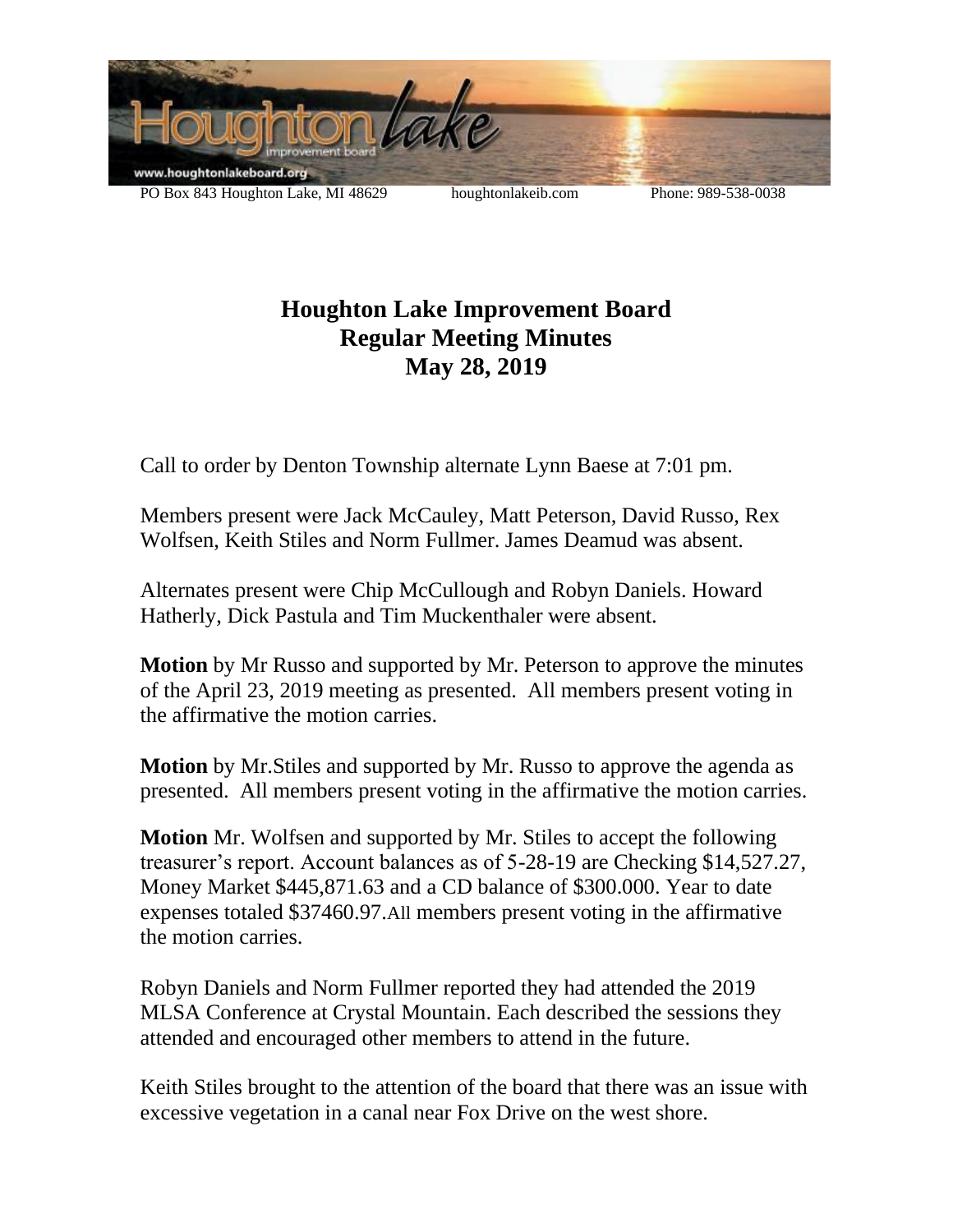PO Box 843 Houghton Lake, MI 48629 houghtonlakeib.com Phone: 989-538-0038

# Houghton Lake Improvement Board
## Regular Meeting Minutes
## May 28, 2019

Call to order by Denton Township alternate Lynn Baese at 7:01 pm.

Members present were Jack McCauley, Matt Peterson, David Russo, Rex Wolfsen, Keith Stiles and Norm Fullmer. James Deamud was absent.

Alternates present were Chip McCullough and Robyn Daniels. Howard Hatherly, Dick Pastula and Tim Muckenthaler were absent.

**Motion** by Mr Russo and supported by Mr. Peterson to approve the minutes of the April 23, 2019 meeting as presented. All members present voting in the affirmative the motion carries.

**Motion** by Mr.Stiles and supported by Mr. Russo to approve the agenda as presented. All members present voting in the affirmative the motion carries.

**Motion** Mr. Wolfsen and supported by Mr. Stiles to accept the following treasurer's report. Account balances as of 5-28-19 are Checking $14,527.27, Money Market $445,871.63 and a CD balance of $300.000. Year to date expenses totaled $37460.97.All members present voting in the affirmative the motion carries.

Robyn Daniels and Norm Fullmer reported they had attended the 2019 MLSA Conference at Crystal Mountain. Each described the sessions they attended and encouraged other members to attend in the future.

Keith Stiles brought to the attention of the board that there was an issue with excessive vegetation in a canal near Fox Drive on the west shore.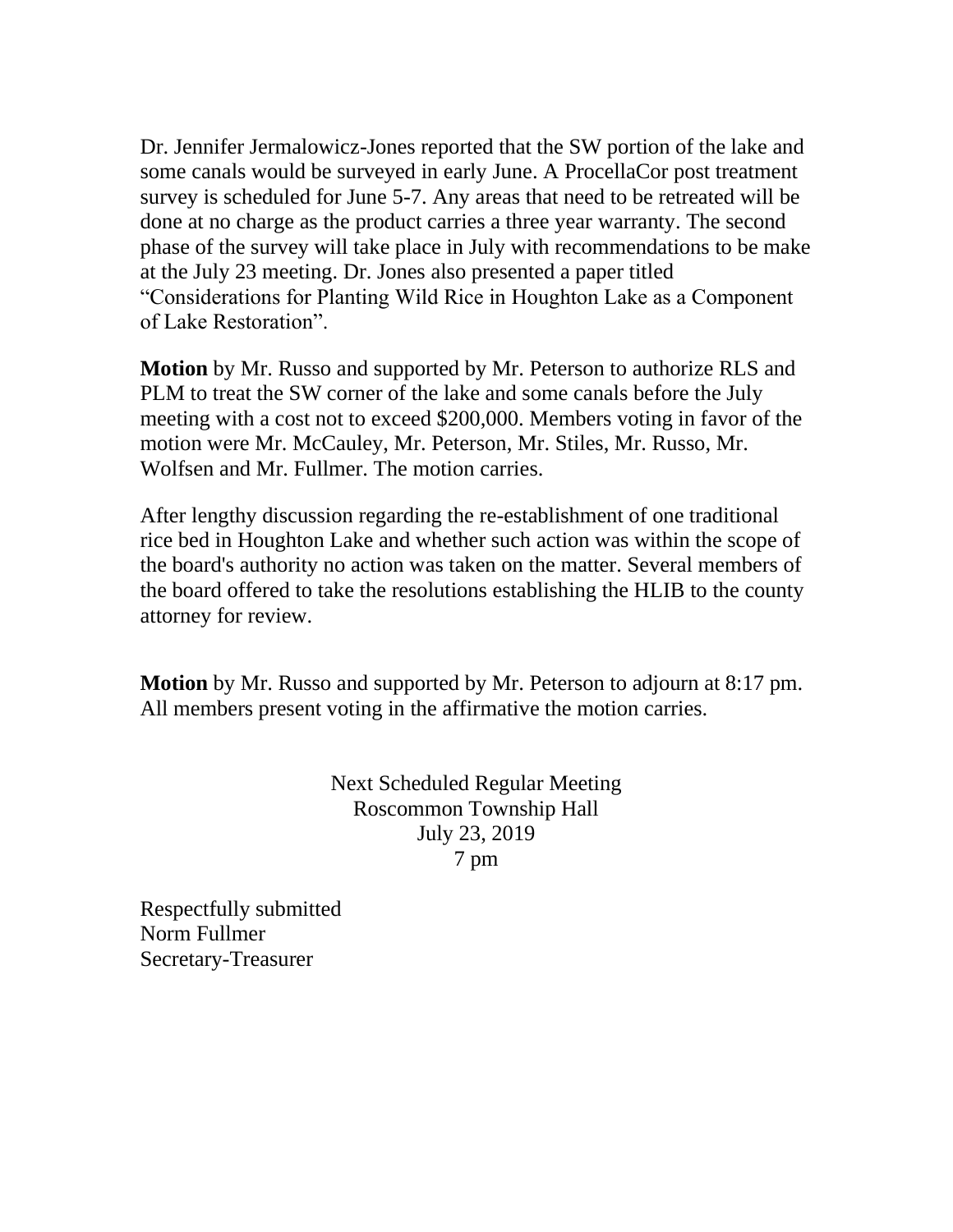Dr. Jennifer Jermalowicz-Jones reported that the SW portion of the lake and some canals would be surveyed in early June. A ProcellaCor post treatment survey is scheduled for June 5-7. Any areas that need to be retreated will be done at no charge as the product carries a three year warranty. The second phase of the survey will take place in July with recommendations to be make at the July 23 meeting. Dr. Jones also presented a paper titled "Considerations for Planting Wild Rice in Houghton Lake as a Component of Lake Restoration".

**Motion** by Mr. Russo and supported by Mr. Peterson to authorize RLS and PLM to treat the SW corner of the lake and some canals before the July meeting with a cost not to exceed $200,000. Members voting in favor of the motion were Mr. McCauley, Mr. Peterson, Mr. Stiles, Mr. Russo, Mr. Wolfsen and Mr. Fullmer. The motion carries.

After lengthy discussion regarding the re-establishment of one traditional rice bed in Houghton Lake and whether such action was within the scope of the board's authority no action was taken on the matter. Several members of the board offered to take the resolutions establishing the HLIB to the county attorney for review.

**Motion** by Mr. Russo and supported by Mr. Peterson to adjourn at 8:17 pm. All members present voting in the affirmative the motion carries.

Next Scheduled Regular Meeting
Roscommon Township Hall
July 23, 2019
7 pm

Respectfully submitted
Norm Fullmer
Secretary-Treasurer